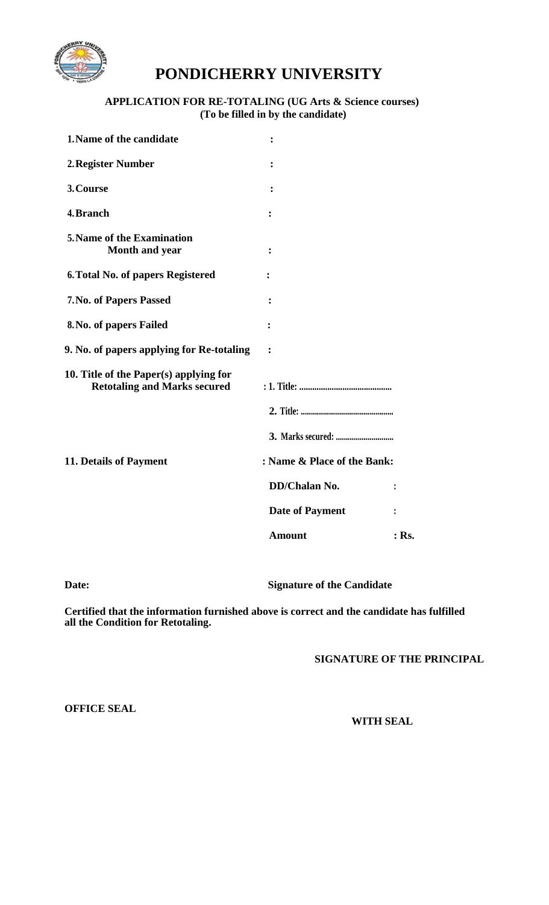# PONDICHERRY UNIVERSITY

**APPLICATION FOR RE-TOTALING (UG Arts & Science courses)**
**(To be filled in by the candidate)**

| | | | |
|---|---|---|---|
| **1. Name of the candidate** | **:** | | |
| **2. Register Number** | **:** | | |
| **3. Course** | **:** | | |
| **4. Branch** | **:** | | |
| **5. Name of the Examination Month and year** | **:** | | |
| **6. Total No. of papers Registered** | **:** | | |
| **7. No. of Papers Passed** | **:** | | |
| **8. No. of papers Failed** | **:** | | |
| **9. No. of papers applying for Re-totaling** | **:** | | |
| **10. Title of the Paper(s) applying for Retotaling and Marks secured** | **: 1. Title: ..........................................** | | |
| | **2. Title: .............................................** | | |
| | **3. Marks secured: ............................** | | |
| **11. Details of Payment** | **: Name & Place of the Bank:** | | |
| | **DD/Chalan No.** | **:** | |
| | **Date of Payment** | **:** | |
| | **Amount** | **: Rs.** | |

**Date:** **Signature of the Candidate**

**Certified that the information furnished above is correct and the candidate has fulfilled all the Condition for Retotaling.**

**SIGNATURE OF THE PRINCIPAL**

**OFFICE SEAL**

**WITH SEAL**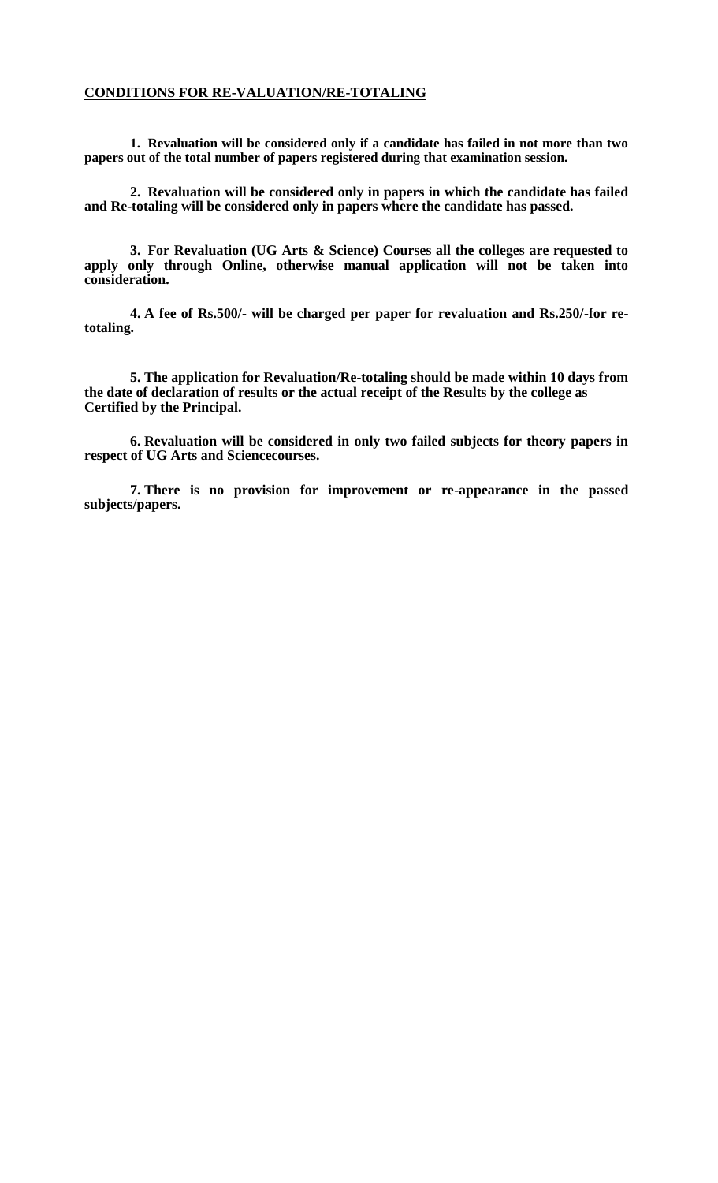**<u>CONDITIONS FOR RE-VALUATION/RE-TOTALING</u>**

**1. Revaluation will be considered only if a candidate has failed in not more than two papers out of the total number of papers registered during that examination session.**

**2. Revaluation will be considered only in papers in which the candidate has failed and Re-totaling will be considered only in papers where the candidate has passed.**

**3. For Revaluation (UG Arts & Science) Courses all the colleges are requested to apply only through Online, otherwise manual application will not be taken into consideration.**

**4. A fee of Rs.500/- will be charged per paper for revaluation and Rs.250/-for re-totaling.**

**5. The application for Revaluation/Re-totaling should be made within 10 days from the date of declaration of results or the actual receipt of the Results by the college as Certified by the Principal.**

**6. Revaluation will be considered in only two failed subjects for theory papers in respect of UG Arts and Sciencecourses.**

**7. There is no provision for improvement or re-appearance in the passed subjects/papers.**